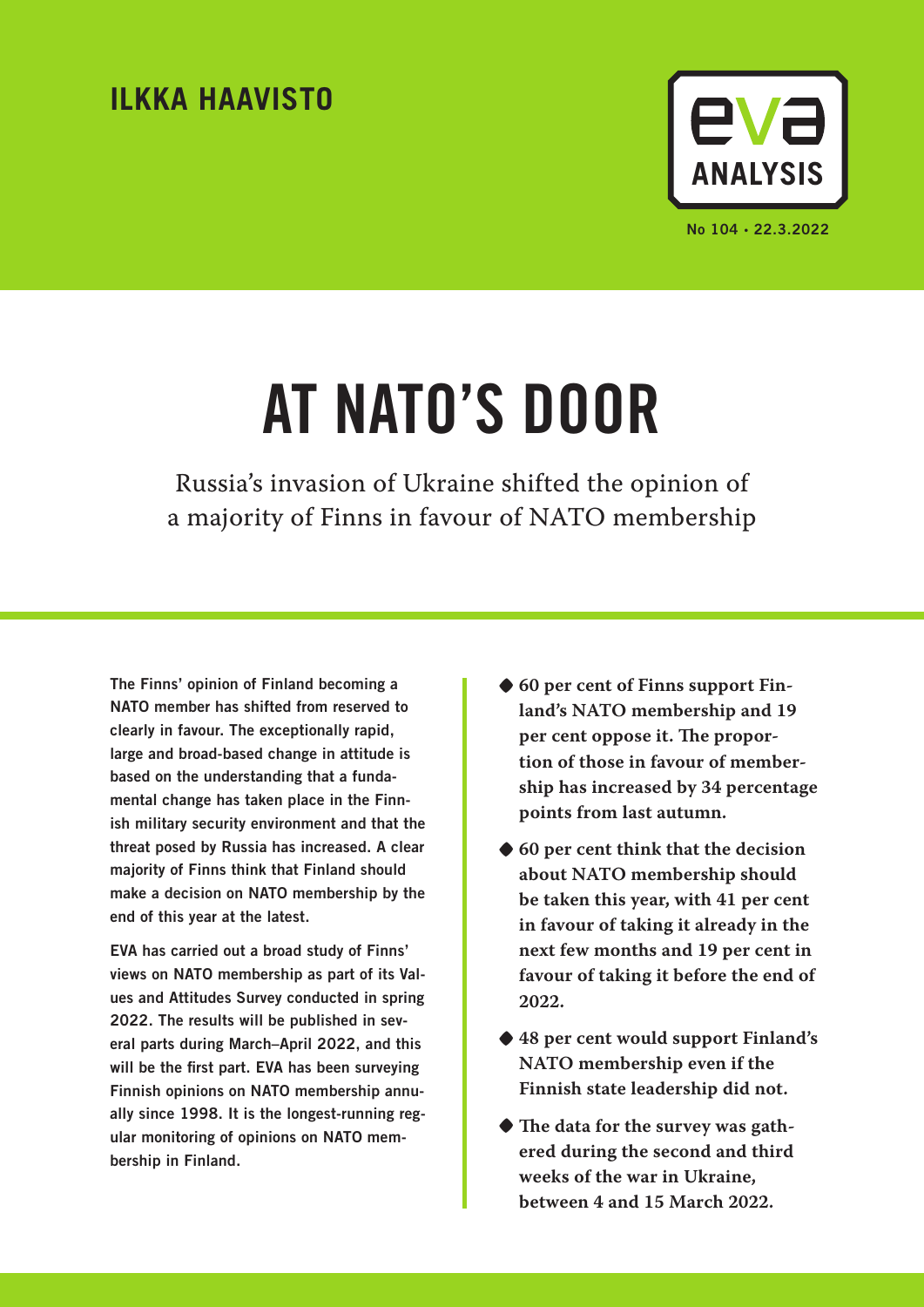ILKKA HAAVISTO

EVA ANALYSIS

No 104 • 22.3.2022

# AT NATO'S DOOR

## Russia's invasion of Ukraine shifted the opinion of a majority of Finns in favour of NATO membership

**The Finns' opinion of Finland becoming a NATO member has shifted from reserved to clearly in favour. The exceptionally rapid, large and broad-based change in attitude is based on the understanding that a fundamental change has taken place in the Finnish military security environment and that the threat posed by Russia has increased. A clear majority of Finns think that Finland should make a decision on NATO membership by the end of this year at the latest.**

**EVA has carried out a broad study of Finns' views on NATO membership as part of its Values and Attitudes Survey conducted in spring 2022. The results will be published in several parts during March–April 2022, and this will be the first part. EVA has been surveying Finnish opinions on NATO membership annually since 1998. It is the longest-running regular monitoring of opinions on NATO membership in Finland.**

- **60 per cent of Finns support Finland's NATO membership and 19 per cent oppose it. The proportion of those in favour of membership has increased by 34 percentage points from last autumn.**
- **60 per cent think that the decision about NATO membership should be taken this year, with 41 per cent in favour of taking it already in the next few months and 19 per cent in favour of taking it before the end of 2022.**
- **48 per cent would support Finland's NATO membership even if the Finnish state leadership did not.**
- **The data for the survey was gathered during the second and third weeks of the war in Ukraine, between 4 and 15 March 2022.**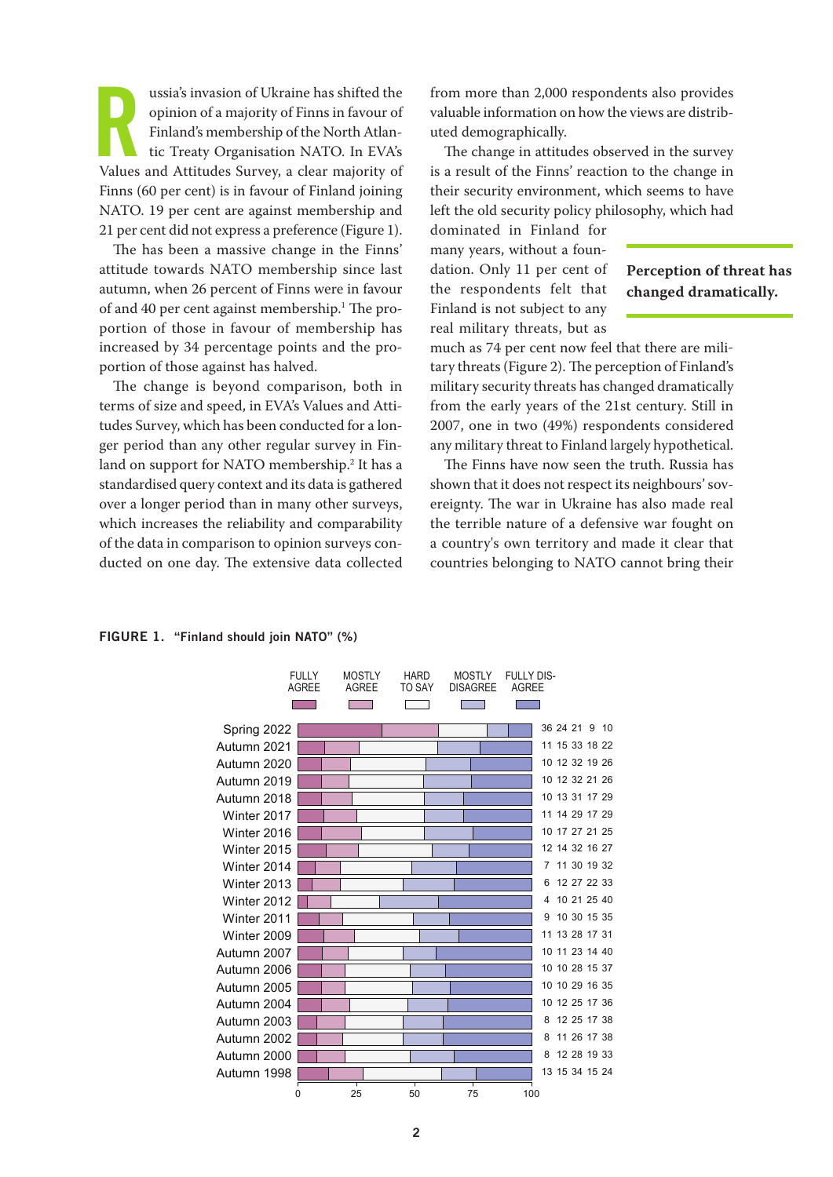Russia's invasion of Ukraine has shifted the opinion of a majority of Finns in favour of Finland's membership of the North Atlantic Treaty Organisation NATO. In EVA's Values and Attitudes Survey, a clear majority of Finns (60 per cent) is in favour of Finland joining NATO. 19 per cent are against membership and 21 per cent did not express a preference (Figure 1).

The has been a massive change in the Finns' attitude towards NATO membership since last autumn, when 26 percent of Finns were in favour of and 40 per cent against membership.[1] The proportion of those in favour of membership has increased by 34 percentage points and the proportion of those against has halved.

The change is beyond comparison, both in terms of size and speed, in EVA's Values and Attitudes Survey, which has been conducted for a longer period than any other regular survey in Finland on support for NATO membership.[2] It has a standardised query context and its data is gathered over a longer period than in many other surveys, which increases the reliability and comparability of the data in comparison to opinion surveys conducted on one day. The extensive data collected from more than 2,000 respondents also provides valuable information on how the views are distributed demographically.

The change in attitudes observed in the survey is a result of the Finns' reaction to the change in their security environment, which seems to have left the old security policy philosophy, which had dominated in Finland for many years, without a foundation. Only 11 per cent of the respondents felt that Finland is not subject to any real military threats, but as much as 74 per cent now feel that there are military threats (Figure 2). The perception of Finland's military security threats has changed dramatically from the early years of the 21st century. Still in 2007, one in two (49%) respondents considered any military threat to Finland largely hypothetical.

**Perception of threat has changed dramatically.**

The Finns have now seen the truth. Russia has shown that it does not respect its neighbours' sovereignty. The war in Ukraine has also made real the terrible nature of a defensive war fought on a country's own territory and made it clear that countries belonging to NATO cannot bring their

**FIGURE 1. "Finland should join NATO" (%)**

| | FULLY AGREE | MOSTLY AGREE | HARD TO SAY | MOSTLY DISAGREE | FULLY DISAGREE |
|---|---|---|---|---|---|
| Spring 2022 | 36 | 24 | 21 | 9 | 10 |
| Autumn 2021 | 11 | 15 | 33 | 18 | 22 |
| Autumn 2020 | 10 | 12 | 32 | 19 | 26 |
| Autumn 2019 | 10 | 12 | 32 | 21 | 26 |
| Autumn 2018 | 10 | 13 | 31 | 17 | 29 |
| Winter 2017 | 11 | 14 | 29 | 17 | 29 |
| Winter 2016 | 10 | 17 | 27 | 21 | 25 |
| Winter 2015 | 12 | 14 | 32 | 16 | 27 |
| Winter 2014 | 7 | 11 | 30 | 19 | 32 |
| Winter 2013 | 6 | 12 | 27 | 22 | 33 |
| Winter 2012 | 4 | 10 | 21 | 25 | 40 |
| Winter 2011 | 9 | 10 | 30 | 15 | 35 |
| Winter 2009 | 11 | 13 | 28 | 17 | 31 |
| Autumn 2007 | 10 | 11 | 23 | 14 | 40 |
| Autumn 2006 | 10 | 10 | 28 | 15 | 37 |
| Autumn 2005 | 10 | 10 | 29 | 16 | 35 |
| Autumn 2004 | 10 | 12 | 25 | 17 | 36 |
| Autumn 2003 | 8 | 12 | 25 | 17 | 38 |
| Autumn 2002 | 8 | 11 | 26 | 17 | 38 |
| Autumn 2000 | 8 | 12 | 28 | 19 | 33 |
| Autumn 1998 | 13 | 15 | 34 | 15 | 24 |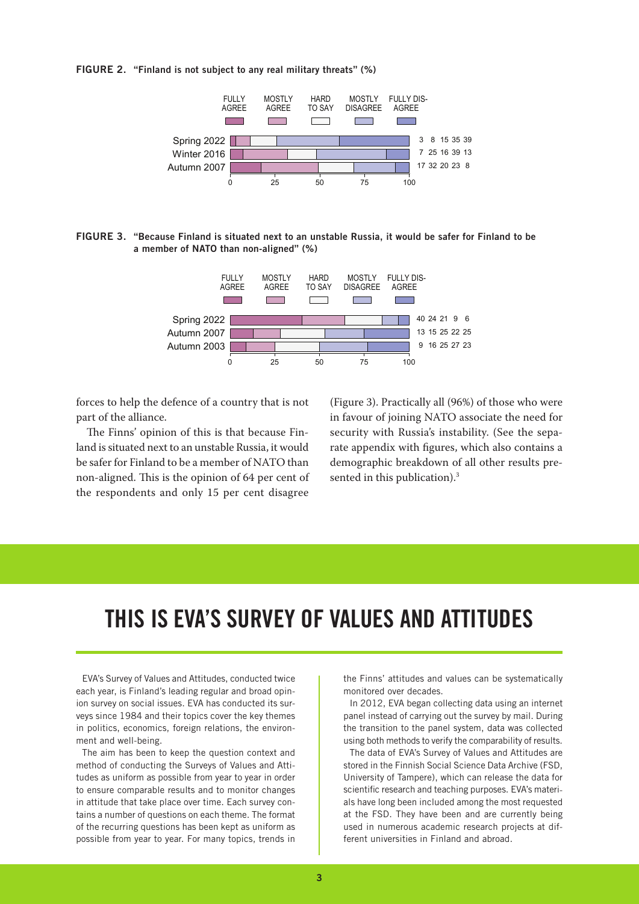**FIGURE 2.** "Finland is not subject to any real military threats" (%)

| | Fully agree | Mostly agree | Hard to say | Mostly disagree | Fully disagree |
|---|---|---|---|---|---|
| Spring 2022 | 3 | 8 | 15 | 35 | 39 |
| Winter 2016 | 7 | 25 | 16 | 39 | 13 |
| Autumn 2007 | 17 | 32 | 20 | 23 | 8 |

**FIGURE 3.** "Because Finland is situated next to an unstable Russia, it would be safer for Finland to be a member of NATO than non-aligned" (%)

| | Fully agree | Mostly agree | Hard to say | Mostly disagree | Fully disagree |
|---|---|---|---|---|---|
| Spring 2022 | 40 | 24 | 21 | 9 | 6 |
| Autumn 2007 | 13 | 15 | 25 | 22 | 25 |
| Autumn 2003 | 9 | 16 | 25 | 27 | 23 |

forces to help the defence of a country that is not part of the alliance.

The Finns' opinion of this is that because Finland is situated next to an unstable Russia, it would be safer for Finland to be a member of NATO than non-aligned. This is the opinion of 64 per cent of the respondents and only 15 per cent disagree (Figure 3). Practically all (96%) of those who were in favour of joining NATO associate the need for security with Russia's instability. (See the separate appendix with figures, which also contains a demographic breakdown of all other results presented in this publication).[3]

# THIS IS EVA'S SURVEY OF VALUES AND ATTITUDES

EVA's Survey of Values and Attitudes, conducted twice each year, is Finland's leading regular and broad opinion survey on social issues. EVA has conducted its surveys since 1984 and their topics cover the key themes in politics, economics, foreign relations, the environment and well-being.

The aim has been to keep the question context and method of conducting the Surveys of Values and Attitudes as uniform as possible from year to year in order to ensure comparable results and to monitor changes in attitude that take place over time. Each survey contains a number of questions on each theme. The format of the recurring questions has been kept as uniform as possible from year to year. For many topics, trends in the Finns' attitudes and values can be systematically monitored over decades.

In 2012, EVA began collecting data using an internet panel instead of carrying out the survey by mail. During the transition to the panel system, data was collected using both methods to verify the comparability of results.

The data of EVA's Survey of Values and Attitudes are stored in the Finnish Social Science Data Archive (FSD, University of Tampere), which can release the data for scientific research and teaching purposes. EVA's materials have long been included among the most requested at the FSD. They have been and are currently being used in numerous academic research projects at different universities in Finland and abroad.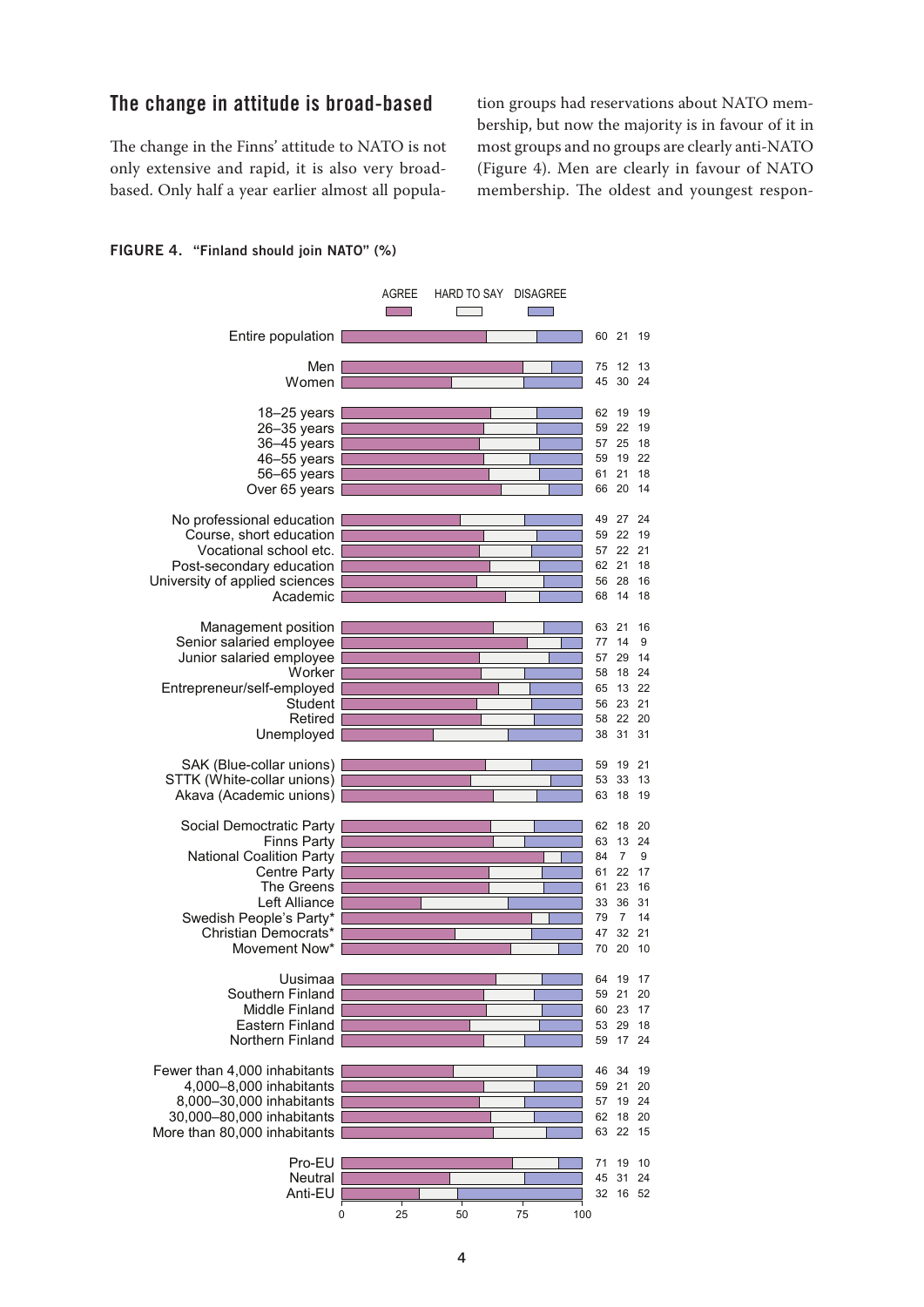## The change in attitude is broad-based

The change in the Finns' attitude to NATO is not only extensive and rapid, it is also very broad-based. Only half a year earlier almost all population groups had reservations about NATO membership, but now the majority is in favour of it in most groups and no groups are clearly anti-NATO (Figure 4). Men are clearly in favour of NATO membership. The oldest and youngest respon-

**FIGURE 4. "Finland should join NATO" (%)**

| | Agree | Hard to say | Disagree |
|---|---|---|---|
| Entire population | 60 | 21 | 19 |
| Men | 75 | 12 | 13 |
| Women | 45 | 30 | 24 |
| 18–25 years | 62 | 19 | 19 |
| 26–35 years | 59 | 22 | 19 |
| 36–45 years | 57 | 25 | 18 |
| 46–55 years | 59 | 19 | 22 |
| 56–65 years | 61 | 21 | 18 |
| Over 65 years | 66 | 20 | 14 |
| No professional education | 49 | 27 | 24 |
| Course, short education | 59 | 22 | 19 |
| Vocational school etc. | 57 | 22 | 21 |
| Post-secondary education | 62 | 21 | 18 |
| University of applied sciences | 56 | 28 | 16 |
| Academic | 68 | 14 | 18 |
| Management position | 63 | 21 | 16 |
| Senior salaried employee | 77 | 14 | 9 |
| Junior salaried employee | 57 | 29 | 14 |
| Worker | 58 | 18 | 24 |
| Entrepreneur/self-employed | 65 | 13 | 22 |
| Student | 56 | 23 | 21 |
| Retired | 58 | 22 | 20 |
| Unemployed | 38 | 31 | 31 |
| SAK (Blue-collar unions) | 59 | 19 | 21 |
| STTK (White-collar unions) | 53 | 33 | 13 |
| Akava (Academic unions) | 63 | 18 | 19 |
| Social Democratic Party | 62 | 18 | 20 |
| Finns Party | 63 | 13 | 24 |
| National Coalition Party | 84 | 7 | 9 |
| Centre Party | 61 | 22 | 17 |
| The Greens | 61 | 23 | 16 |
| Left Alliance | 33 | 36 | 31 |
| Swedish People's Party* | 79 | 7 | 14 |
| Christian Democrats* | 47 | 32 | 21 |
| Movement Now* | 70 | 20 | 10 |
| Uusimaa | 64 | 19 | 17 |
| Southern Finland | 59 | 21 | 20 |
| Middle Finland | 60 | 23 | 17 |
| Eastern Finland | 53 | 29 | 18 |
| Northern Finland | 59 | 17 | 24 |
| Fewer than 4,000 inhabitants | 46 | 34 | 19 |
| 4,000–8,000 inhabitants | 59 | 21 | 20 |
| 8,000–30,000 inhabitants | 57 | 19 | 24 |
| 30,000–80,000 inhabitants | 62 | 18 | 20 |
| More than 80,000 inhabitants | 63 | 22 | 15 |
| Pro-EU | 71 | 19 | 10 |
| Neutral | 45 | 31 | 24 |
| Anti-EU | 32 | 16 | 52 |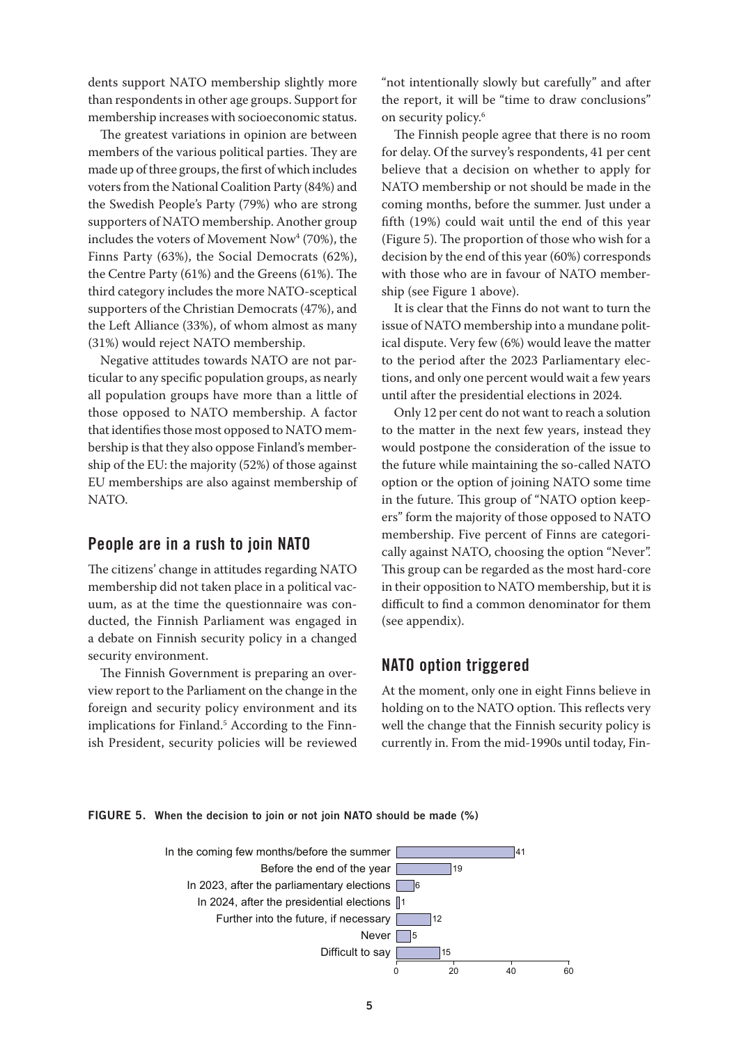dents support NATO membership slightly more than respondents in other age groups. Support for membership increases with socioeconomic status.

The greatest variations in opinion are between members of the various political parties. They are made up of three groups, the first of which includes voters from the National Coalition Party (84%) and the Swedish People's Party (79%) who are strong supporters of NATO membership. Another group includes the voters of Movement Now[4] (70%), the Finns Party (63%), the Social Democrats (62%), the Centre Party (61%) and the Greens (61%). The third category includes the more NATO-sceptical supporters of the Christian Democrats (47%), and the Left Alliance (33%), of whom almost as many (31%) would reject NATO membership.

Negative attitudes towards NATO are not particular to any specific population groups, as nearly all population groups have more than a little of those opposed to NATO membership. A factor that identifies those most opposed to NATO membership is that they also oppose Finland's membership of the EU: the majority (52%) of those against EU memberships are also against membership of NATO.

## People are in a rush to join NATO

The citizens' change in attitudes regarding NATO membership did not taken place in a political vacuum, as at the time the questionnaire was conducted, the Finnish Parliament was engaged in a debate on Finnish security policy in a changed security environment.

The Finnish Government is preparing an overview report to the Parliament on the change in the foreign and security policy environment and its implications for Finland.[5] According to the Finnish President, security policies will be reviewed "not intentionally slowly but carefully" and after the report, it will be "time to draw conclusions" on security policy.[6]

The Finnish people agree that there is no room for delay. Of the survey's respondents, 41 per cent believe that a decision on whether to apply for NATO membership or not should be made in the coming months, before the summer. Just under a fifth (19%) could wait until the end of this year (Figure 5). The proportion of those who wish for a decision by the end of this year (60%) corresponds with those who are in favour of NATO membership (see Figure 1 above).

It is clear that the Finns do not want to turn the issue of NATO membership into a mundane political dispute. Very few (6%) would leave the matter to the period after the 2023 Parliamentary elections, and only one percent would wait a few years until after the presidential elections in 2024.

Only 12 per cent do not want to reach a solution to the matter in the next few years, instead they would postpone the consideration of the issue to the future while maintaining the so-called NATO option or the option of joining NATO some time in the future. This group of "NATO option keepers" form the majority of those opposed to NATO membership. Five percent of Finns are categorically against NATO, choosing the option "Never". This group can be regarded as the most hard-core in their opposition to NATO membership, but it is difficult to find a common denominator for them (see appendix).

## NATO option triggered

At the moment, only one in eight Finns believe in holding on to the NATO option. This reflects very well the change that the Finnish security policy is currently in. From the mid-1990s until today, Fin-

**FIGURE 5. When the decision to join or not join NATO should be made (%)**

| Option | % |
|---|---|
| In the coming few months/before the summer | 41 |
| Before the end of the year | 19 |
| In 2023, after the parliamentary elections | 6 |
| In 2024, after the presidential elections | 1 |
| Further into the future, if necessary | 12 |
| Never | 5 |
| Difficult to say | 15 |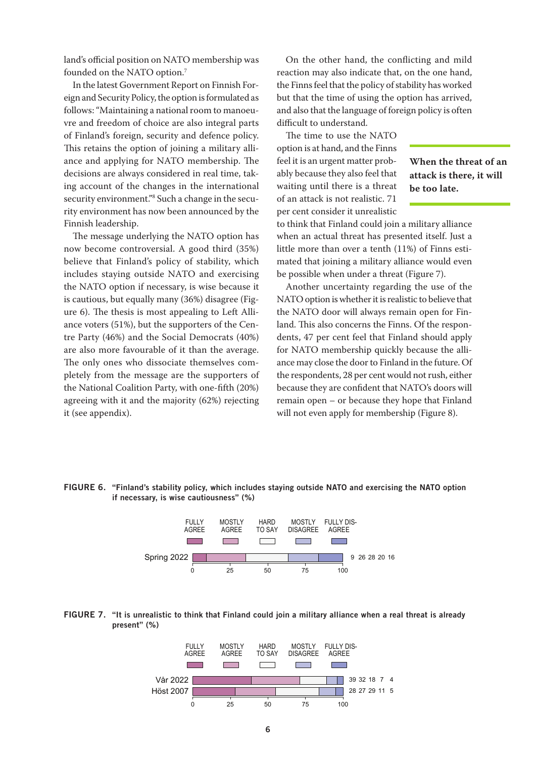land's official position on NATO membership was founded on the NATO option.[7]

In the latest Government Report on Finnish Foreign and Security Policy, the option is formulated as follows: "Maintaining a national room to manoeuvre and freedom of choice are also integral parts of Finland's foreign, security and defence policy. This retains the option of joining a military alliance and applying for NATO membership. The decisions are always considered in real time, taking account of the changes in the international security environment."[8] Such a change in the security environment has now been announced by the Finnish leadership.

The message underlying the NATO option has now become controversial. A good third (35%) believe that Finland's policy of stability, which includes staying outside NATO and exercising the NATO option if necessary, is wise because it is cautious, but equally many (36%) disagree (Figure 6). The thesis is most appealing to Left Alliance voters (51%), but the supporters of the Centre Party (46%) and the Social Democrats (40%) are also more favourable of it than the average. The only ones who dissociate themselves completely from the message are the supporters of the National Coalition Party, with one-fifth (20%) agreeing with it and the majority (62%) rejecting it (see appendix).

On the other hand, the conflicting and mild reaction may also indicate that, on the one hand, the Finns feel that the policy of stability has worked but that the time of using the option has arrived, and also that the language of foreign policy is often difficult to understand.

**When the threat of an attack is there, it will be too late.**

The time to use the NATO option is at hand, and the Finns feel it is an urgent matter probably because they also feel that waiting until there is a threat of an attack is not realistic. 71 per cent consider it unrealistic to think that Finland could join a military alliance when an actual threat has presented itself. Just a little more than over a tenth (11%) of Finns estimated that joining a military alliance would even be possible when under a threat (Figure 7).

Another uncertainty regarding the use of the NATO option is whether it is realistic to believe that the NATO door will always remain open for Finland. This also concerns the Finns. Of the respondents, 47 per cent feel that Finland should apply for NATO membership quickly because the alliance may close the door to Finland in the future. Of the respondents, 28 per cent would not rush, either because they are confident that NATO's doors will remain open – or because they hope that Finland will not even apply for membership (Figure 8).

**FIGURE 6. "Finland's stability policy, which includes staying outside NATO and exercising the NATO option if necessary, is wise cautiousness" (%)**

| | Fully agree | Mostly agree | Hard to say | Mostly disagree | Fully disagree |
|---|---|---|---|---|---|
| Spring 2022 | 9 | 26 | 28 | 20 | 16 |

**FIGURE 7. "It is unrealistic to think that Finland could join a military alliance when a real threat is already present" (%)**

| | Fully agree | Mostly agree | Hard to say | Mostly disagree | Fully disagree |
|---|---|---|---|---|---|
| Vår 2022 | 39 | 32 | 18 | 7 | 4 |
| Höst 2007 | 28 | 27 | 29 | 11 | 5 |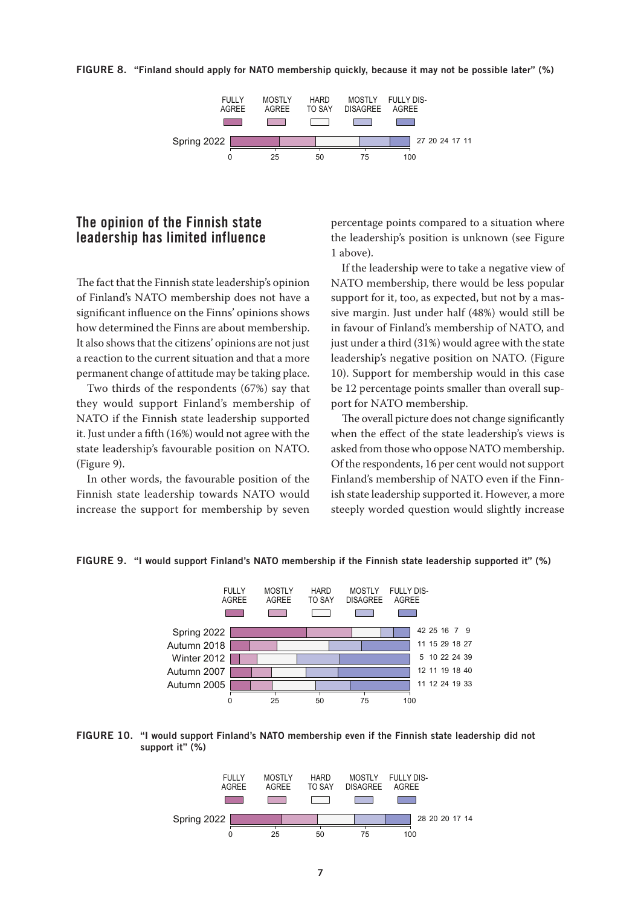**FIGURE 8. "Finland should apply for NATO membership quickly, because it may not be possible later" (%)**

| | Fully agree | Mostly agree | Hard to say | Mostly disagree | Fully disagree |
|---|---|---|---|---|---|
| Spring 2022 | 27 | 20 | 24 | 17 | 11 |

## The opinion of the Finnish state leadership has limited influence

The fact that the Finnish state leadership's opinion of Finland's NATO membership does not have a significant influence on the Finns' opinions shows how determined the Finns are about membership. It also shows that the citizens' opinions are not just a reaction to the current situation and that a more permanent change of attitude may be taking place.

Two thirds of the respondents (67%) say that they would support Finland's membership of NATO if the Finnish state leadership supported it. Just under a fifth (16%) would not agree with the state leadership's favourable position on NATO. (Figure 9).

In other words, the favourable position of the Finnish state leadership towards NATO would increase the support for membership by seven percentage points compared to a situation where the leadership's position is unknown (see Figure 1 above).

If the leadership were to take a negative view of NATO membership, there would be less popular support for it, too, as expected, but not by a massive margin. Just under half (48%) would still be in favour of Finland's membership of NATO, and just under a third (31%) would agree with the state leadership's negative position on NATO. (Figure 10). Support for membership would in this case be 12 percentage points smaller than overall support for NATO membership.

The overall picture does not change significantly when the effect of the state leadership's views is asked from those who oppose NATO membership. Of the respondents, 16 per cent would not support Finland's membership of NATO even if the Finnish state leadership supported it. However, a more steeply worded question would slightly increase

**FIGURE 9. "I would support Finland's NATO membership if the Finnish state leadership supported it" (%)**

| | Fully agree | Mostly agree | Hard to say | Mostly disagree | Fully disagree |
|---|---|---|---|---|---|
| Spring 2022 | 42 | 25 | 16 | 7 | 9 |
| Autumn 2018 | 11 | 15 | 29 | 18 | 27 |
| Winter 2012 | 5 | 10 | 22 | 24 | 39 |
| Autumn 2007 | 12 | 11 | 19 | 18 | 40 |
| Autumn 2005 | 11 | 12 | 24 | 19 | 33 |

**FIGURE 10. "I would support Finland's NATO membership even if the Finnish state leadership did not support it" (%)**

| | Fully agree | Mostly agree | Hard to say | Mostly disagree | Fully disagree |
|---|---|---|---|---|---|
| Spring 2022 | 28 | 20 | 20 | 17 | 14 |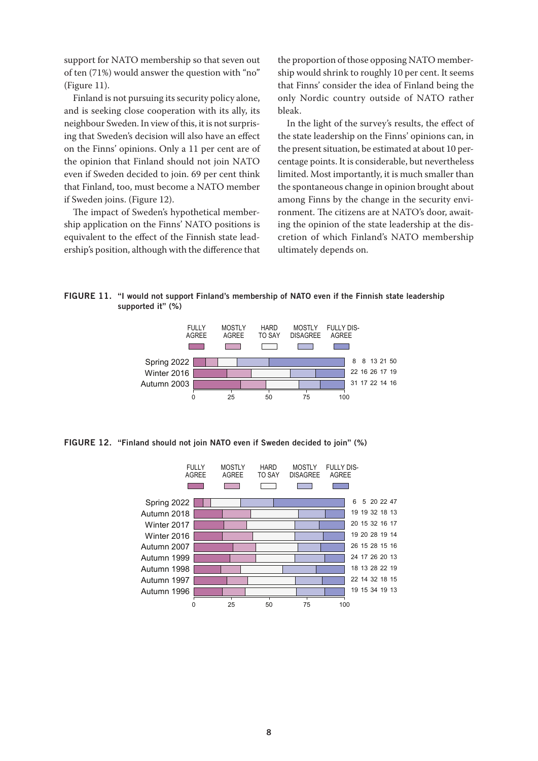support for NATO membership so that seven out of ten (71%) would answer the question with "no" (Figure 11).

Finland is not pursuing its security policy alone, and is seeking close cooperation with its ally, its neighbour Sweden. In view of this, it is not surprising that Sweden's decision will also have an effect on the Finns' opinions. Only a 11 per cent are of the opinion that Finland should not join NATO even if Sweden decided to join. 69 per cent think that Finland, too, must become a NATO member if Sweden joins. (Figure 12).

The impact of Sweden's hypothetical membership application on the Finns' NATO positions is equivalent to the effect of the Finnish state leadership's position, although with the difference that the proportion of those opposing NATO membership would shrink to roughly 10 per cent. It seems that Finns' consider the idea of Finland being the only Nordic country outside of NATO rather bleak.

In the light of the survey's results, the effect of the state leadership on the Finns' opinions can, in the present situation, be estimated at about 10 percentage points. It is considerable, but nevertheless limited. Most importantly, it is much smaller than the spontaneous change in opinion brought about among Finns by the change in the security environment. The citizens are at NATO's door, awaiting the opinion of the state leadership at the discretion of which Finland's NATO membership ultimately depends on.

**FIGURE 11. "I would not support Finland's membership of NATO even if the Finnish state leadership supported it" (%)**

| | FULLY AGREE | MOSTLY AGREE | HARD TO SAY | MOSTLY DISAGREE | FULLY DISAGREE |
|---|---|---|---|---|---|
| Spring 2022 | 8 | 8 | 13 | 21 | 50 |
| Winter 2016 | 22 | 16 | 26 | 17 | 19 |
| Autumn 2003 | 31 | 17 | 22 | 14 | 16 |

**FIGURE 12. "Finland should not join NATO even if Sweden decided to join" (%)**

| | FULLY AGREE | MOSTLY AGREE | HARD TO SAY | MOSTLY DISAGREE | FULLY DISAGREE |
|---|---|---|---|---|---|
| Spring 2022 | 6 | 5 | 20 | 22 | 47 |
| Autumn 2018 | 19 | 19 | 32 | 18 | 13 |
| Winter 2017 | 20 | 15 | 32 | 16 | 17 |
| Winter 2016 | 19 | 20 | 28 | 19 | 14 |
| Autumn 2007 | 26 | 15 | 28 | 15 | 16 |
| Autumn 1999 | 24 | 17 | 26 | 20 | 13 |
| Autumn 1998 | 18 | 13 | 28 | 22 | 19 |
| Autumn 1997 | 22 | 14 | 32 | 18 | 15 |
| Autumn 1996 | 19 | 15 | 34 | 19 | 13 |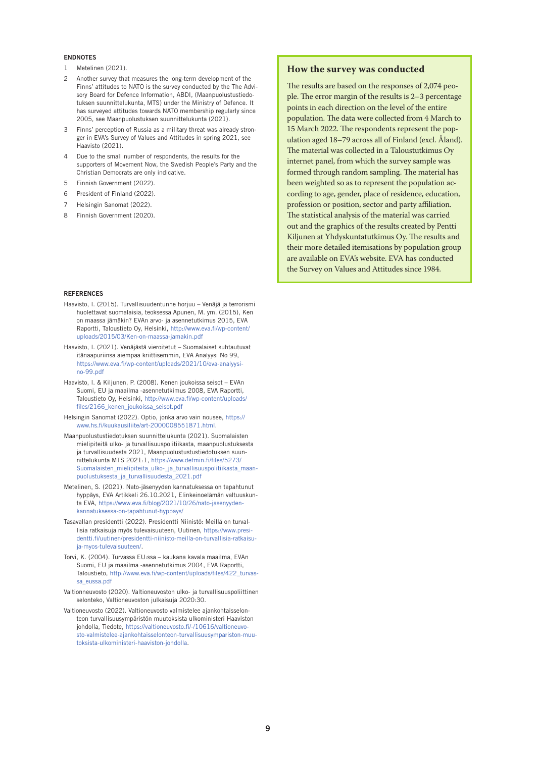## ENDNOTES

1 Metelinen (2021).

2 Another survey that measures the long-term development of the Finns' attitudes to NATO is the survey conducted by the The Advisory Board for Defence Information, ABDI, (Maanpuolustustiedotuksen suunnittelukunta, MTS) under the Ministry of Defence. It has surveyed attitudes towards NATO membership regularly since 2005, see Maanpuolustuksen suunnittelukunta (2021).

3 Finns' perception of Russia as a military threat was already stronger in EVA's Survey of Values and Attitudes in spring 2021, see Haavisto (2021).

4 Due to the small number of respondents, the results for the supporters of Movement Now, the Swedish People's Party and the Christian Democrats are only indicative.

5 Finnish Government (2022).

6 President of Finland (2022).

7 Helsingin Sanomat (2022).

8 Finnish Government (2020).

## REFERENCES

Haavisto, I. (2015). Turvallisuudentunne horjuu – Venäjä ja terrorismi huolettavat suomalaisia, teoksessa Apunen, M. ym. (2015), Ken on maassa jämäkin? EVAn arvo- ja asennetutkimus 2015, EVA Raportti, Taloustieto Oy, Helsinki, http://www.eva.fi/wp-content/uploads/2015/03/Ken-on-maassa-jamakin.pdf

Haavisto, I. (2021). Venäjästä vieroitetut – Suomalaiset suhtautuvat itänaapuriinsa aiempaa kriittisemmin, EVA Analyysi No 99, https://www.eva.fi/wp-content/uploads/2021/10/eva-analyysi-no-99.pdf

Haavisto, I. & Kiljunen, P. (2008). Kenen joukoissa seisot – EVAn Suomi, EU ja maailma -asennetutkimus 2008, EVA Raportti, Taloustieto Oy, Helsinki, http://www.eva.fi/wp-content/uploads/files/2166_kenen_joukoissa_seisot.pdf

Helsingin Sanomat (2022). Optio, jonka arvo vain nousee, https://www.hs.fi/kuukausiliite/art-2000008551871.html.

Maanpuolustustiedotuksen suunnittelukunta (2021). Suomalaisten mielipiteitä ulko- ja turvallisuuspolitiikasta, maanpuolustuksesta ja turvallisuudesta 2021, Maanpuolustustustiedotuksen suunnittelukunta MTS 2021:1, https://www.defmin.fi/files/5273/Suomalaisten_mielipiteita_ulko-_ja_turvallisuuspolitiikasta_maanpuolustuksesta_ja_turvallisuudesta_2021.pdf

Metelinen, S. (2021). Nato-jäsenyyden kannatuksessa on tapahtunut hyppäys, EVA Artikkeli 26.10.2021, Elinkeinoelämän valtuuskunta EVA, https://www.eva.fi/blog/2021/10/26/nato-jasenyyden-kannatuksessa-on-tapahtunut-hyppays/

Tasavallan presidentti (2022). Presidentti Niinistö: Meillä on turvallisia ratkaisuja myös tulevaisuuteen, Uutinen, https://www.presidentti.fi/uutinen/presidentti-niinisto-meilla-on-turvallisia-ratkaisuja-myos-tulevaisuuteen/.

Torvi, K. (2004). Turvassa EU:ssa – kaukana kavala maailma, EVAn Suomi, EU ja maailma -asennetutkimus 2004, EVA Raportti, Taloustieto, http://www.eva.fi/wp-content/uploads/files/422_turvassa_eussa.pdf

Valtionneuvosto (2020). Valtioneuvoston ulko- ja turvallisuuspoliittinen selonteko, Valtioneuvoston julkaisuja 2020:30.

Valtioneuvosto (2022). Valtioneuvosto valmistelee ajankohtaisselonteon turvallisuusympäristön muutoksista ulkoministeri Haaviston johdolla, Tiedote, https://valtioneuvosto.fi/-/10616/valtioneuvosto-valmistelee-ajankohtaisselonteon-turvallisuusympariston-muutoksista-ulkoministeri-haaviston-johdolla.

## How the survey was conducted

The results are based on the responses of 2,074 people. The error margin of the results is 2–3 percentage points in each direction on the level of the entire population. The data were collected from 4 March to 15 March 2022. The respondents represent the population aged 18–79 across all of Finland (excl. Åland). The material was collected in a Taloustutkimus Oy internet panel, from which the survey sample was formed through random sampling. The material has been weighted so as to represent the population according to age, gender, place of residence, education, profession or position, sector and party affiliation. The statistical analysis of the material was carried out and the graphics of the results created by Pentti Kiljunen at Yhdyskuntatutkimus Oy. The results and their more detailed itemisations by population group are available on EVA's website. EVA has conducted the Survey on Values and Attitudes since 1984.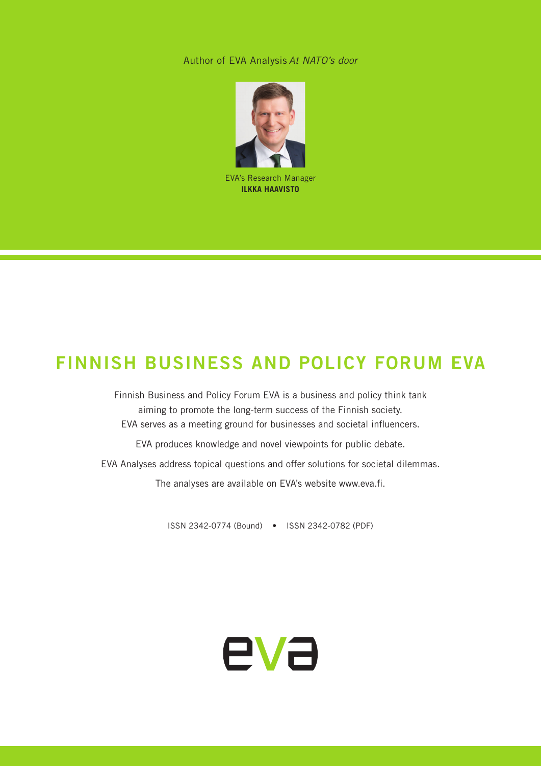Author of EVA Analysis *At NATO's door*

EVA's Research Manager
**ILKKA HAAVISTO**

# FINNISH BUSINESS AND POLICY FORUM EVA

Finnish Business and Policy Forum EVA is a business and policy think tank aiming to promote the long-term success of the Finnish society. EVA serves as a meeting ground for businesses and societal influencers.

EVA produces knowledge and novel viewpoints for public debate.

EVA Analyses address topical questions and offer solutions for societal dilemmas.

The analyses are available on EVA's website www.eva.fi.

ISSN 2342-0774 (Bound) • ISSN 2342-0782 (PDF)

eva